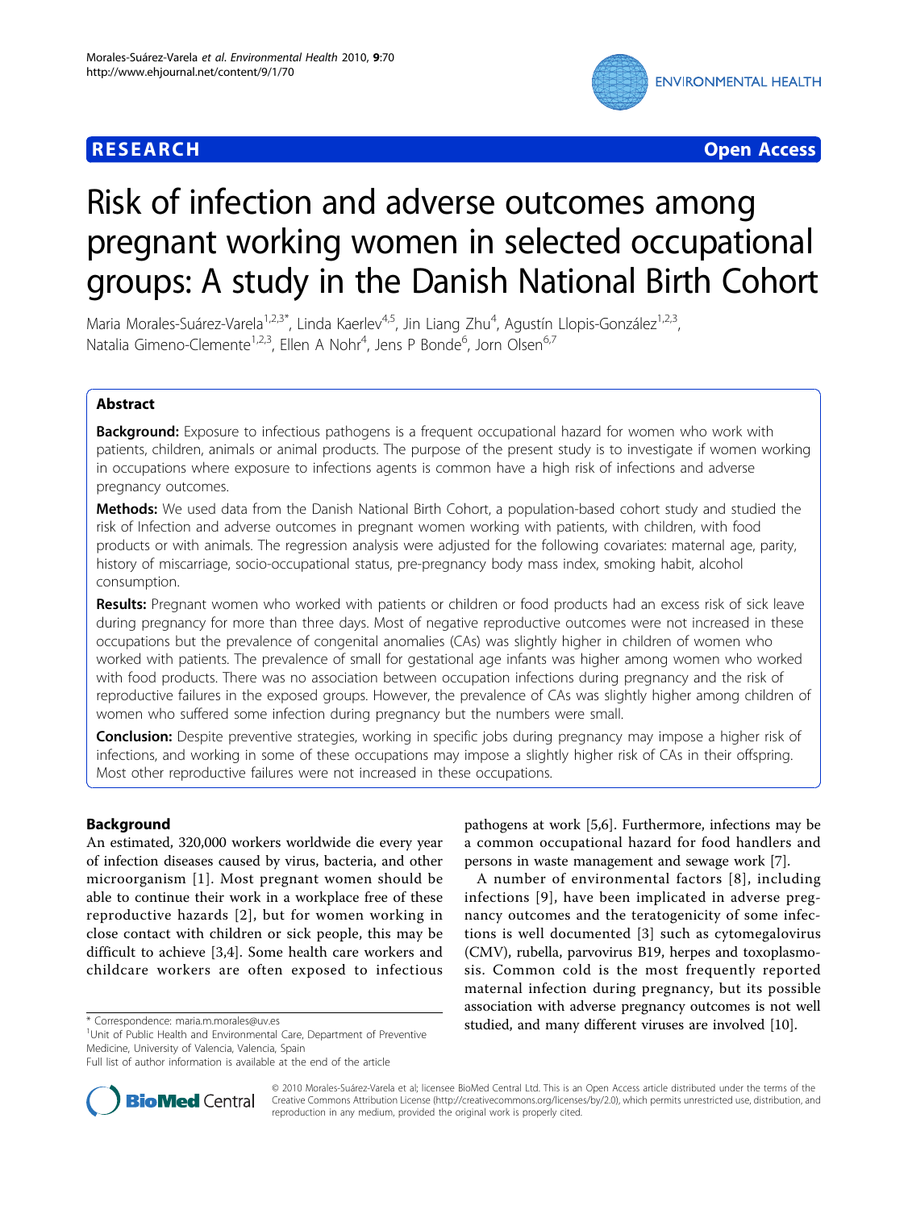**RESEARCH** **Open Access**

# Risk of infection and adverse outcomes among pregnant working women in selected occupational groups: A study in the Danish National Birth Cohort

Maria Morales-Suárez-Varela[1,2,3*], Linda Kaerlev[4,5], Jin Liang Zhu[4], Agustín Llopis-González[1,2,3], Natalia Gimeno-Clemente[1,2,3], Ellen A Nohr[4], Jens P Bonde[6], Jorn Olsen[6,7]

## Abstract

**Background:** Exposure to infectious pathogens is a frequent occupational hazard for women who work with patients, children, animals or animal products. The purpose of the present study is to investigate if women working in occupations where exposure to infections agents is common have a high risk of infections and adverse pregnancy outcomes.

**Methods:** We used data from the Danish National Birth Cohort, a population-based cohort study and studied the risk of Infection and adverse outcomes in pregnant women working with patients, with children, with food products or with animals. The regression analysis were adjusted for the following covariates: maternal age, parity, history of miscarriage, socio-occupational status, pre-pregnancy body mass index, smoking habit, alcohol consumption.

**Results:** Pregnant women who worked with patients or children or food products had an excess risk of sick leave during pregnancy for more than three days. Most of negative reproductive outcomes were not increased in these occupations but the prevalence of congenital anomalies (CAs) was slightly higher in children of women who worked with patients. The prevalence of small for gestational age infants was higher among women who worked with food products. There was no association between occupation infections during pregnancy and the risk of reproductive failures in the exposed groups. However, the prevalence of CAs was slightly higher among children of women who suffered some infection during pregnancy but the numbers were small.

**Conclusion:** Despite preventive strategies, working in specific jobs during pregnancy may impose a higher risk of infections, and working in some of these occupations may impose a slightly higher risk of CAs in their offspring. Most other reproductive failures were not increased in these occupations.

## Background

An estimated, 320,000 workers worldwide die every year of infection diseases caused by virus, bacteria, and other microorganism [1]. Most pregnant women should be able to continue their work in a workplace free of these reproductive hazards [2], but for women working in close contact with children or sick people, this may be difficult to achieve [3,4]. Some health care workers and childcare workers are often exposed to infectious pathogens at work [5,6]. Furthermore, infections may be a common occupational hazard for food handlers and persons in waste management and sewage work [7].

A number of environmental factors [8], including infections [9], have been implicated in adverse pregnancy outcomes and the teratogenicity of some infections is well documented [3] such as cytomegalovirus (CMV), rubella, parvovirus B19, herpes and toxoplasmosis. Common cold is the most frequently reported maternal infection during pregnancy, but its possible association with adverse pregnancy outcomes is not well studied, and many different viruses are involved [10].

\* Correspondence: maria.m.morales@uv.es
[1]Unit of Public Health and Environmental Care, Department of Preventive Medicine, University of Valencia, Valencia, Spain
Full list of author information is available at the end of the article

© 2010 Morales-Suárez-Varela et al; licensee BioMed Central Ltd. This is an Open Access article distributed under the terms of the Creative Commons Attribution License (http://creativecommons.org/licenses/by/2.0), which permits unrestricted use, distribution, and reproduction in any medium, provided the original work is properly cited.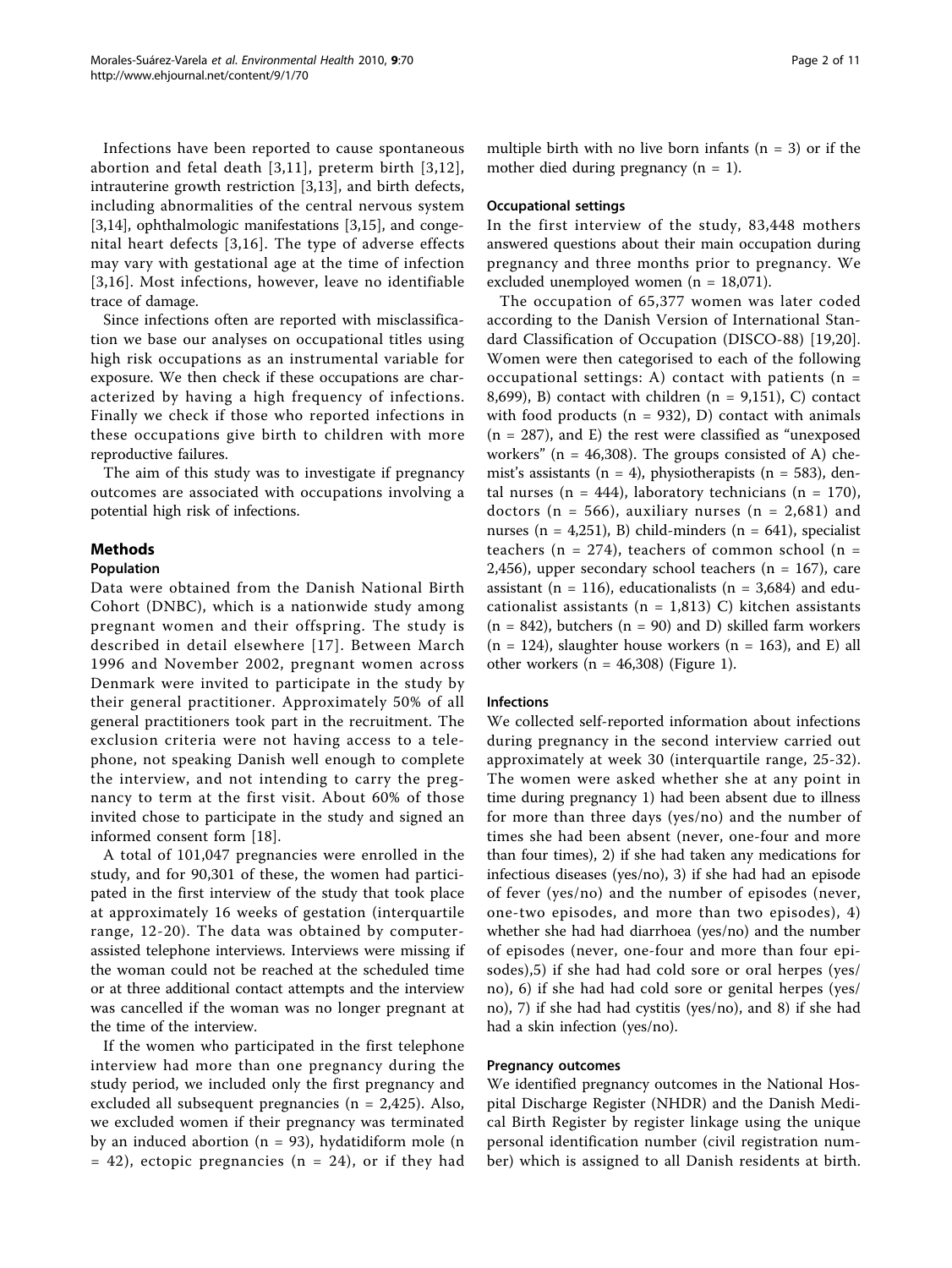Infections have been reported to cause spontaneous abortion and fetal death [3,11], preterm birth [3,12], intrauterine growth restriction [3,13], and birth defects, including abnormalities of the central nervous system [3,14], ophthalmologic manifestations [3,15], and congenital heart defects [3,16]. The type of adverse effects may vary with gestational age at the time of infection [3,16]. Most infections, however, leave no identifiable trace of damage.

Since infections often are reported with misclassification we base our analyses on occupational titles using high risk occupations as an instrumental variable for exposure. We then check if these occupations are characterized by having a high frequency of infections. Finally we check if those who reported infections in these occupations give birth to children with more reproductive failures.

The aim of this study was to investigate if pregnancy outcomes are associated with occupations involving a potential high risk of infections.

## Methods

### Population

Data were obtained from the Danish National Birth Cohort (DNBC), which is a nationwide study among pregnant women and their offspring. The study is described in detail elsewhere [17]. Between March 1996 and November 2002, pregnant women across Denmark were invited to participate in the study by their general practitioner. Approximately 50% of all general practitioners took part in the recruitment. The exclusion criteria were not having access to a telephone, not speaking Danish well enough to complete the interview, and not intending to carry the pregnancy to term at the first visit. About 60% of those invited chose to participate in the study and signed an informed consent form [18].

A total of 101,047 pregnancies were enrolled in the study, and for 90,301 of these, the women had participated in the first interview of the study that took place at approximately 16 weeks of gestation (interquartile range, 12-20). The data was obtained by computer-assisted telephone interviews. Interviews were missing if the woman could not be reached at the scheduled time or at three additional contact attempts and the interview was cancelled if the woman was no longer pregnant at the time of the interview.

If the women who participated in the first telephone interview had more than one pregnancy during the study period, we included only the first pregnancy and excluded all subsequent pregnancies (n = 2,425). Also, we excluded women if their pregnancy was terminated by an induced abortion (n = 93), hydatidiform mole (n = 42), ectopic pregnancies (n = 24), or if they had multiple birth with no live born infants (n = 3) or if the mother died during pregnancy (n = 1).

### Occupational settings

In the first interview of the study, 83,448 mothers answered questions about their main occupation during pregnancy and three months prior to pregnancy. We excluded unemployed women (n = 18,071).

The occupation of 65,377 women was later coded according to the Danish Version of International Standard Classification of Occupation (DISCO-88) [19,20]. Women were then categorised to each of the following occupational settings: A) contact with patients (n = 8,699), B) contact with children (n = 9,151), C) contact with food products (n = 932), D) contact with animals (n = 287), and E) the rest were classified as "unexposed workers" (n = 46,308). The groups consisted of A) chemist's assistants (n = 4), physiotherapists (n = 583), dental nurses (n = 444), laboratory technicians (n = 170), doctors (n = 566), auxiliary nurses (n = 2,681) and nurses (n = 4,251), B) child-minders (n = 641), specialist teachers (n = 274), teachers of common school (n = 2,456), upper secondary school teachers (n = 167), care assistant (n = 116), educationalists (n = 3,684) and educationalist assistants (n = 1,813) C) kitchen assistants (n = 842), butchers (n = 90) and D) skilled farm workers (n = 124), slaughter house workers (n = 163), and E) all other workers (n = 46,308) (Figure 1).

### Infections

We collected self-reported information about infections during pregnancy in the second interview carried out approximately at week 30 (interquartile range, 25-32). The women were asked whether she at any point in time during pregnancy 1) had been absent due to illness for more than three days (yes/no) and the number of times she had been absent (never, one-four and more than four times), 2) if she had taken any medications for infectious diseases (yes/no), 3) if she had had an episode of fever (yes/no) and the number of episodes (never, one-two episodes, and more than two episodes), 4) whether she had had diarrhoea (yes/no) and the number of episodes (never, one-four and more than four episodes),5) if she had had cold sore or oral herpes (yes/no), 6) if she had had cold sore or genital herpes (yes/no), 7) if she had had cystitis (yes/no), and 8) if she had had a skin infection (yes/no).

### Pregnancy outcomes

We identified pregnancy outcomes in the National Hospital Discharge Register (NHDR) and the Danish Medical Birth Register by register linkage using the unique personal identification number (civil registration number) which is assigned to all Danish residents at birth.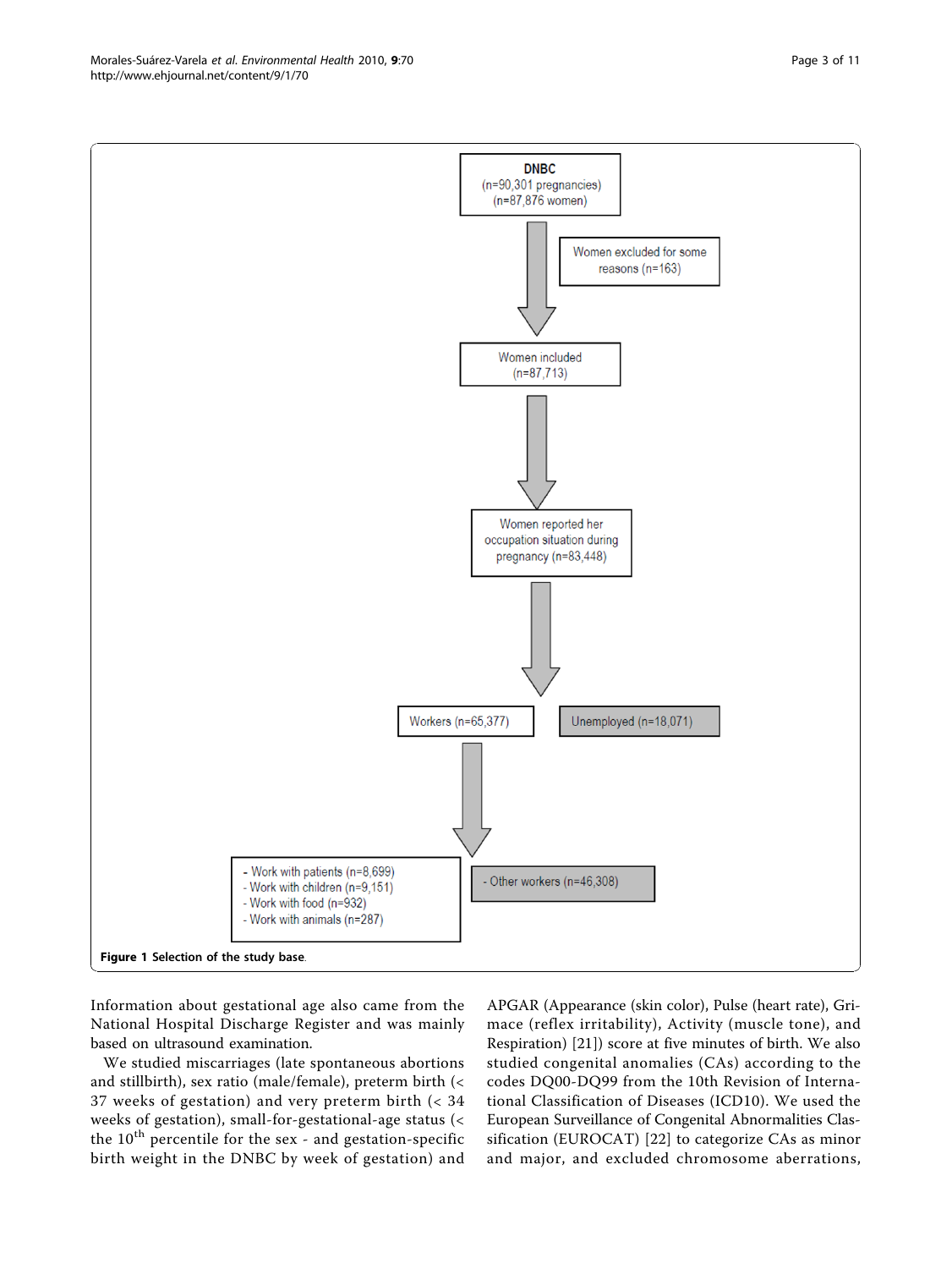DNBC
(n=90,301 pregnancies)
(n=87,876 women)

Women excluded for some reasons (n=163)

Women included
(n=87,713)

Women reported her occupation situation during pregnancy (n=83,448)

Workers (n=65,377)

Unemployed (n=18,071)

- Work with patients (n=8,699)
- Work with children (n=9,151)
- Work with food (n=932)
- Work with animals (n=287)

- Other workers (n=46,308)

**Figure 1** Selection of the study base.

Information about gestational age also came from the National Hospital Discharge Register and was mainly based on ultrasound examination.

We studied miscarriages (late spontaneous abortions and stillbirth), sex ratio (male/female), preterm birth (< 37 weeks of gestation) and very preterm birth (< 34 weeks of gestation), small-for-gestational-age status (< the 10th percentile for the sex - and gestation-specific birth weight in the DNBC by week of gestation) and APGAR (Appearance (skin color), Pulse (heart rate), Grimace (reflex irritability), Activity (muscle tone), and Respiration) [21]) score at five minutes of birth. We also studied congenital anomalies (CAs) according to the codes DQ00-DQ99 from the 10th Revision of International Classification of Diseases (ICD10). We used the European Surveillance of Congenital Abnormalities Classification (EUROCAT) [22] to categorize CAs as minor and major, and excluded chromosome aberrations,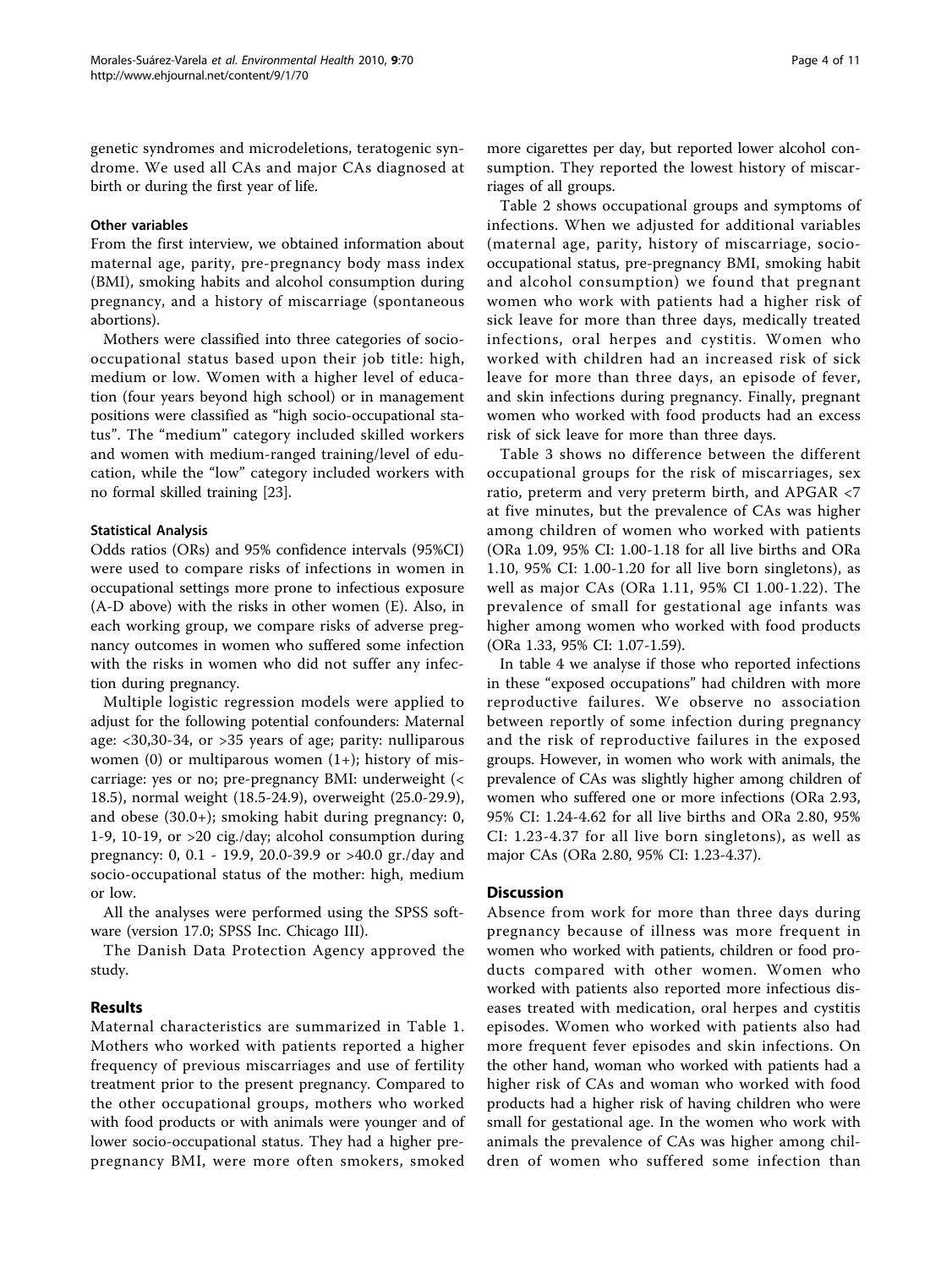genetic syndromes and microdeletions, teratogenic syndrome. We used all CAs and major CAs diagnosed at birth or during the first year of life.

### Other variables

From the first interview, we obtained information about maternal age, parity, pre-pregnancy body mass index (BMI), smoking habits and alcohol consumption during pregnancy, and a history of miscarriage (spontaneous abortions).

Mothers were classified into three categories of socio-occupational status based upon their job title: high, medium or low. Women with a higher level of education (four years beyond high school) or in management positions were classified as "high socio-occupational status". The "medium" category included skilled workers and women with medium-ranged training/level of education, while the "low" category included workers with no formal skilled training [23].

### Statistical Analysis

Odds ratios (ORs) and 95% confidence intervals (95%CI) were used to compare risks of infections in women in occupational settings more prone to infectious exposure (A-D above) with the risks in other women (E). Also, in each working group, we compare risks of adverse pregnancy outcomes in women who suffered some infection with the risks in women who did not suffer any infection during pregnancy.

Multiple logistic regression models were applied to adjust for the following potential confounders: Maternal age: <30,30-34, or >35 years of age; parity: nulliparous women (0) or multiparous women (1+); history of miscarriage: yes or no; pre-pregnancy BMI: underweight (< 18.5), normal weight (18.5-24.9), overweight (25.0-29.9), and obese (30.0+); smoking habit during pregnancy: 0, 1-9, 10-19, or >20 cig./day; alcohol consumption during pregnancy: 0, 0.1 - 19.9, 20.0-39.9 or >40.0 gr./day and socio-occupational status of the mother: high, medium or low.

All the analyses were performed using the SPSS software (version 17.0; SPSS Inc. Chicago III).

The Danish Data Protection Agency approved the study.

## Results

Maternal characteristics are summarized in Table 1. Mothers who worked with patients reported a higher frequency of previous miscarriages and use of fertility treatment prior to the present pregnancy. Compared to the other occupational groups, mothers who worked with food products or with animals were younger and of lower socio-occupational status. They had a higher pre-pregnancy BMI, were more often smokers, smoked more cigarettes per day, but reported lower alcohol consumption. They reported the lowest history of miscarriages of all groups.

Table 2 shows occupational groups and symptoms of infections. When we adjusted for additional variables (maternal age, parity, history of miscarriage, socio-occupational status, pre-pregnancy BMI, smoking habit and alcohol consumption) we found that pregnant women who work with patients had a higher risk of sick leave for more than three days, medically treated infections, oral herpes and cystitis. Women who worked with children had an increased risk of sick leave for more than three days, an episode of fever, and skin infections during pregnancy. Finally, pregnant women who worked with food products had an excess risk of sick leave for more than three days.

Table 3 shows no difference between the different occupational groups for the risk of miscarriages, sex ratio, preterm and very preterm birth, and APGAR <7 at five minutes, but the prevalence of CAs was higher among children of women who worked with patients (ORa 1.09, 95% CI: 1.00-1.18 for all live births and ORa 1.10, 95% CI: 1.00-1.20 for all live born singletons), as well as major CAs (ORa 1.11, 95% CI 1.00-1.22). The prevalence of small for gestational age infants was higher among women who worked with food products (ORa 1.33, 95% CI: 1.07-1.59).

In table 4 we analyse if those who reported infections in these "exposed occupations" had children with more reproductive failures. We observe no association between reportly of some infection during pregnancy and the risk of reproductive failures in the exposed groups. However, in women who work with animals, the prevalence of CAs was slightly higher among children of women who suffered one or more infections (ORa 2.93, 95% CI: 1.24-4.62 for all live births and ORa 2.80, 95% CI: 1.23-4.37 for all live born singletons), as well as major CAs (ORa 2.80, 95% CI: 1.23-4.37).

## Discussion

Absence from work for more than three days during pregnancy because of illness was more frequent in women who worked with patients, children or food products compared with other women. Women who worked with patients also reported more infectious diseases treated with medication, oral herpes and cystitis episodes. Women who worked with patients also had more frequent fever episodes and skin infections. On the other hand, woman who worked with patients had a higher risk of CAs and woman who worked with food products had a higher risk of having children who were small for gestational age. In the women who work with animals the prevalence of CAs was higher among children of women who suffered some infection than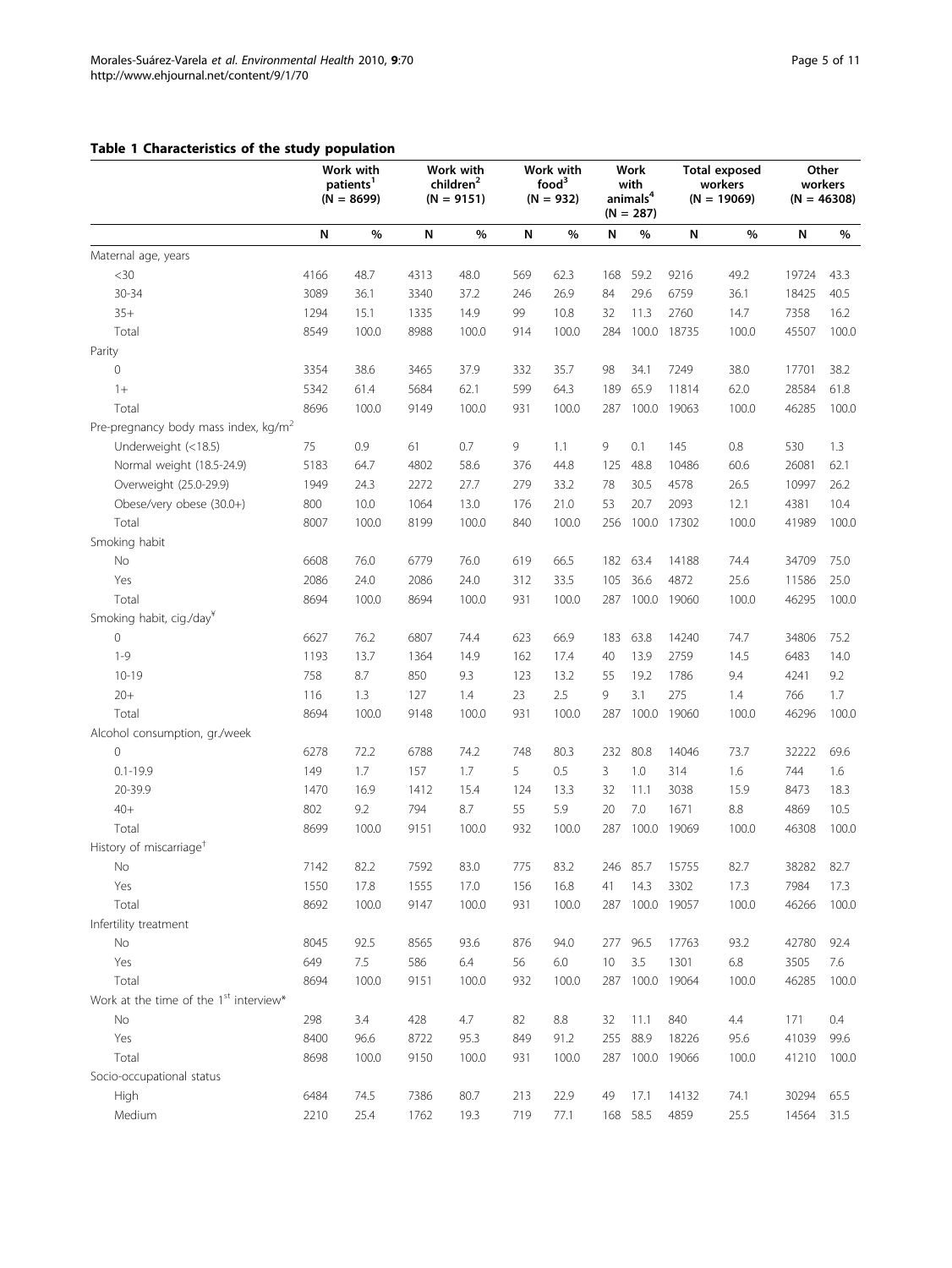## Table 1 Characteristics of the study population

| | Work with patients[1] (N = 8699) | | Work with children[2] (N = 9151) | | Work with food[3] (N = 932) | | Work with animals[4] (N = 287) | | Total exposed workers (N = 19069) | | Other workers (N = 46308) | |
|---|---|---|---|---|---|---|---|---|---|---|---|---|
| | N | % | N | % | N | % | N | % | N | % | N | % |
| Maternal age, years | | | | | | | | | | | | |
| <30 | 4166 | 48.7 | 4313 | 48.0 | 569 | 62.3 | 168 | 59.2 | 9216 | 49.2 | 19724 | 43.3 |
| 30-34 | 3089 | 36.1 | 3340 | 37.2 | 246 | 26.9 | 84 | 29.6 | 6759 | 36.1 | 18425 | 40.5 |
| 35+ | 1294 | 15.1 | 1335 | 14.9 | 99 | 10.8 | 32 | 11.3 | 2760 | 14.7 | 7358 | 16.2 |
| Total | 8549 | 100.0 | 8988 | 100.0 | 914 | 100.0 | 284 | 100.0 | 18735 | 100.0 | 45507 | 100.0 |
| Parity | | | | | | | | | | | | |
| 0 | 3354 | 38.6 | 3465 | 37.9 | 332 | 35.7 | 98 | 34.1 | 7249 | 38.0 | 17701 | 38.2 |
| 1+ | 5342 | 61.4 | 5684 | 62.1 | 599 | 64.3 | 189 | 65.9 | 11814 | 62.0 | 28584 | 61.8 |
| Total | 8696 | 100.0 | 9149 | 100.0 | 931 | 100.0 | 287 | 100.0 | 19063 | 100.0 | 46285 | 100.0 |
| Pre-pregnancy body mass index, kg/m$^2$ | | | | | | | | | | | | |
| Underweight (<18.5) | 75 | 0.9 | 61 | 0.7 | 9 | 1.1 | 9 | 0.1 | 145 | 0.8 | 530 | 1.3 |
| Normal weight (18.5-24.9) | 5183 | 64.7 | 4802 | 58.6 | 376 | 44.8 | 125 | 48.8 | 10486 | 60.6 | 26081 | 62.1 |
| Overweight (25.0-29.9) | 1949 | 24.3 | 2272 | 27.7 | 279 | 33.2 | 78 | 30.5 | 4578 | 26.5 | 10997 | 26.2 |
| Obese/very obese (30.0+) | 800 | 10.0 | 1064 | 13.0 | 176 | 21.0 | 53 | 20.7 | 2093 | 12.1 | 4381 | 10.4 |
| Total | 8007 | 100.0 | 8199 | 100.0 | 840 | 100.0 | 256 | 100.0 | 17302 | 100.0 | 41989 | 100.0 |
| Smoking habit | | | | | | | | | | | | |
| No | 6608 | 76.0 | 6779 | 76.0 | 619 | 66.5 | 182 | 63.4 | 14188 | 74.4 | 34709 | 75.0 |
| Yes | 2086 | 24.0 | 2086 | 24.0 | 312 | 33.5 | 105 | 36.6 | 4872 | 25.6 | 11586 | 25.0 |
| Total | 8694 | 100.0 | 8694 | 100.0 | 931 | 100.0 | 287 | 100.0 | 19060 | 100.0 | 46295 | 100.0 |
| Smoking habit, cig./day[¥] | | | | | | | | | | | | |
| 0 | 6627 | 76.2 | 6807 | 74.4 | 623 | 66.9 | 183 | 63.8 | 14240 | 74.7 | 34806 | 75.2 |
| 1-9 | 1193 | 13.7 | 1364 | 14.9 | 162 | 17.4 | 40 | 13.9 | 2759 | 14.5 | 6483 | 14.0 |
| 10-19 | 758 | 8.7 | 850 | 9.3 | 123 | 13.2 | 55 | 19.2 | 1786 | 9.4 | 4241 | 9.2 |
| 20+ | 116 | 1.3 | 127 | 1.4 | 23 | 2.5 | 9 | 3.1 | 275 | 1.4 | 766 | 1.7 |
| Total | 8694 | 100.0 | 9148 | 100.0 | 931 | 100.0 | 287 | 100.0 | 19060 | 100.0 | 46296 | 100.0 |
| Alcohol consumption, gr./week | | | | | | | | | | | | |
| 0 | 6278 | 72.2 | 6788 | 74.2 | 748 | 80.3 | 232 | 80.8 | 14046 | 73.7 | 32222 | 69.6 |
| 0.1-19.9 | 149 | 1.7 | 157 | 1.7 | 5 | 0.5 | 3 | 1.0 | 314 | 1.6 | 744 | 1.6 |
| 20-39.9 | 1470 | 16.9 | 1412 | 15.4 | 124 | 13.3 | 32 | 11.1 | 3038 | 15.9 | 8473 | 18.3 |
| 40+ | 802 | 9.2 | 794 | 8.7 | 55 | 5.9 | 20 | 7.0 | 1671 | 8.8 | 4869 | 10.5 |
| Total | 8699 | 100.0 | 9151 | 100.0 | 932 | 100.0 | 287 | 100.0 | 19069 | 100.0 | 46308 | 100.0 |
| History of miscarriage[†] | | | | | | | | | | | | |
| No | 7142 | 82.2 | 7592 | 83.0 | 775 | 83.2 | 246 | 85.7 | 15755 | 82.7 | 38282 | 82.7 |
| Yes | 1550 | 17.8 | 1555 | 17.0 | 156 | 16.8 | 41 | 14.3 | 3302 | 17.3 | 7984 | 17.3 |
| Total | 8692 | 100.0 | 9147 | 100.0 | 931 | 100.0 | 287 | 100.0 | 19057 | 100.0 | 46266 | 100.0 |
| Infertility treatment | | | | | | | | | | | | |
| No | 8045 | 92.5 | 8565 | 93.6 | 876 | 94.0 | 277 | 96.5 | 17763 | 93.2 | 42780 | 92.4 |
| Yes | 649 | 7.5 | 586 | 6.4 | 56 | 6.0 | 10 | 3.5 | 1301 | 6.8 | 3505 | 7.6 |
| Total | 8694 | 100.0 | 9151 | 100.0 | 932 | 100.0 | 287 | 100.0 | 19064 | 100.0 | 46285 | 100.0 |
| Work at the time of the 1st interview* | | | | | | | | | | | | |
| No | 298 | 3.4 | 428 | 4.7 | 82 | 8.8 | 32 | 11.1 | 840 | 4.4 | 171 | 0.4 |
| Yes | 8400 | 96.6 | 8722 | 95.3 | 849 | 91.2 | 255 | 88.9 | 18226 | 95.6 | 41039 | 99.6 |
| Total | 8698 | 100.0 | 9150 | 100.0 | 931 | 100.0 | 287 | 100.0 | 19066 | 100.0 | 41210 | 100.0 |
| Socio-occupational status | | | | | | | | | | | | |
| High | 6484 | 74.5 | 7386 | 80.7 | 213 | 22.9 | 49 | 17.1 | 14132 | 74.1 | 30294 | 65.5 |
| Medium | 2210 | 25.4 | 1762 | 19.3 | 719 | 77.1 | 168 | 58.5 | 4859 | 25.5 | 14564 | 31.5 |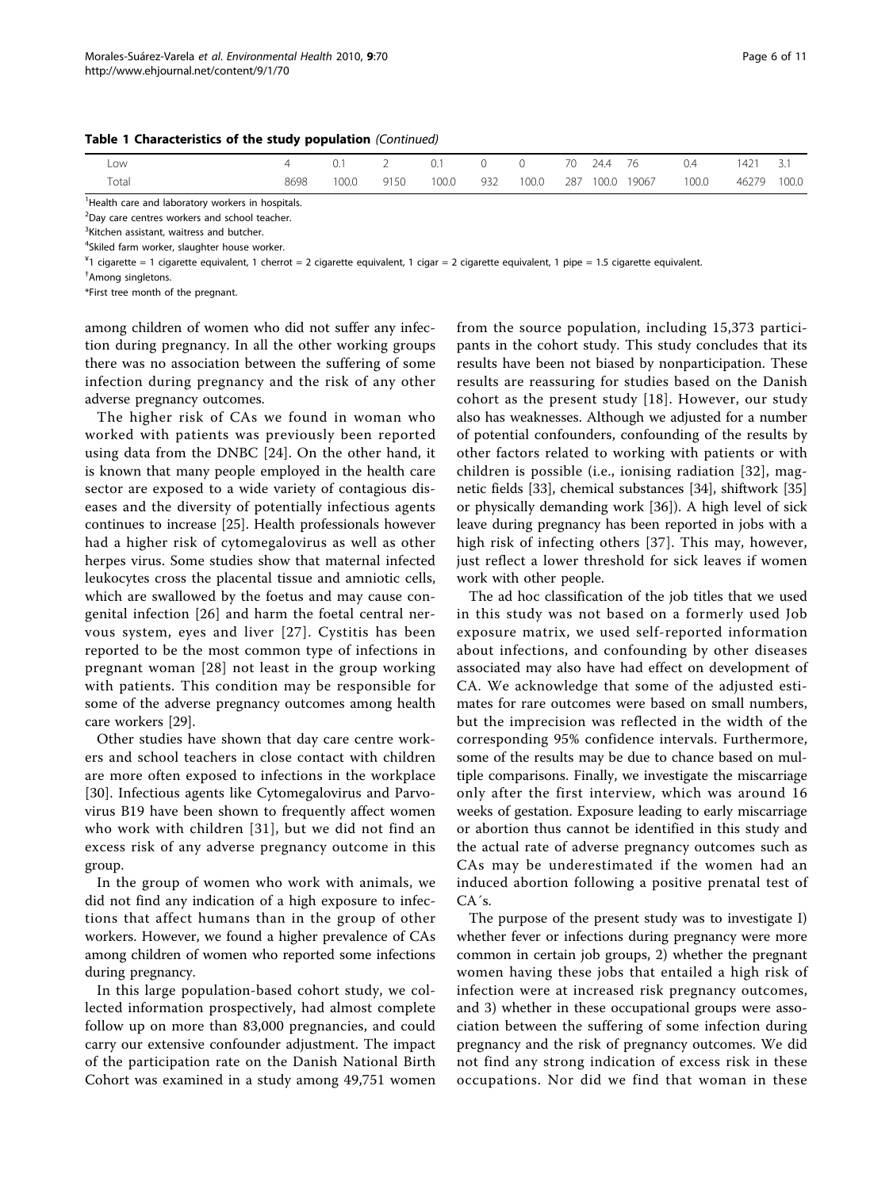**Table 1 Characteristics of the study population** *(Continued)*

| | | | | | | | | | | | | |
|---|---|---|---|---|---|---|---|---|---|---|---|---|
| Low | 4 | 0.1 | 2 | 0.1 | 0 | 0 | 70 | 24.4 | 76 | 0.4 | 1421 | 3.1 |
| Total | 8698 | 100.0 | 9150 | 100.0 | 932 | 100.0 | 287 | 100.0 | 19067 | 100.0 | 46279 | 100.0 |

[1]Health care and laboratory workers in hospitals.

[2]Day care centres workers and school teacher.

[3]Kitchen assistant, waitress and butcher.

[4]Skiled farm worker, slaughter house worker.

[¥]1 cigarette = 1 cigarette equivalent, 1 cherrot = 2 cigarette equivalent, 1 cigar = 2 cigarette equivalent, 1 pipe = 1.5 cigarette equivalent.

[†]Among singletons.

*First tree month of the pregnant.

among children of women who did not suffer any infection during pregnancy. In all the other working groups there was no association between the suffering of some infection during pregnancy and the risk of any other adverse pregnancy outcomes.

The higher risk of CAs we found in woman who worked with patients was previously been reported using data from the DNBC [24]. On the other hand, it is known that many people employed in the health care sector are exposed to a wide variety of contagious diseases and the diversity of potentially infectious agents continues to increase [25]. Health professionals however had a higher risk of cytomegalovirus as well as other herpes virus. Some studies show that maternal infected leukocytes cross the placental tissue and amniotic cells, which are swallowed by the foetus and may cause congenital infection [26] and harm the foetal central nervous system, eyes and liver [27]. Cystitis has been reported to be the most common type of infections in pregnant woman [28] not least in the group working with patients. This condition may be responsible for some of the adverse pregnancy outcomes among health care workers [29].

Other studies have shown that day care centre workers and school teachers in close contact with children are more often exposed to infections in the workplace [30]. Infectious agents like Cytomegalovirus and Parvovirus B19 have been shown to frequently affect women who work with children [31], but we did not find an excess risk of any adverse pregnancy outcome in this group.

In the group of women who work with animals, we did not find any indication of a high exposure to infections that affect humans than in the group of other workers. However, we found a higher prevalence of CAs among children of women who reported some infections during pregnancy.

In this large population-based cohort study, we collected information prospectively, had almost complete follow up on more than 83,000 pregnancies, and could carry our extensive confounder adjustment. The impact of the participation rate on the Danish National Birth Cohort was examined in a study among 49,751 women from the source population, including 15,373 participants in the cohort study. This study concludes that its results have been not biased by nonparticipation. These results are reassuring for studies based on the Danish cohort as the present study [18]. However, our study also has weaknesses. Although we adjusted for a number of potential confounders, confounding of the results by other factors related to working with patients or with children is possible (i.e., ionising radiation [32], magnetic fields [33], chemical substances [34], shiftwork [35] or physically demanding work [36]). A high level of sick leave during pregnancy has been reported in jobs with a high risk of infecting others [37]. This may, however, just reflect a lower threshold for sick leaves if women work with other people.

The ad hoc classification of the job titles that we used in this study was not based on a formerly used Job exposure matrix, we used self-reported information about infections, and confounding by other diseases associated may also have had effect on development of CA. We acknowledge that some of the adjusted estimates for rare outcomes were based on small numbers, but the imprecision was reflected in the width of the corresponding 95% confidence intervals. Furthermore, some of the results may be due to chance based on multiple comparisons. Finally, we investigate the miscarriage only after the first interview, which was around 16 weeks of gestation. Exposure leading to early miscarriage or abortion thus cannot be identified in this study and the actual rate of adverse pregnancy outcomes such as CAs may be underestimated if the women had an induced abortion following a positive prenatal test of CA´s.

The purpose of the present study was to investigate I) whether fever or infections during pregnancy were more common in certain job groups, 2) whether the pregnant women having these jobs that entailed a high risk of infection were at increased risk pregnancy outcomes, and 3) whether in these occupational groups were association between the suffering of some infection during pregnancy and the risk of pregnancy outcomes. We did not find any strong indication of excess risk in these occupations. Nor did we find that woman in these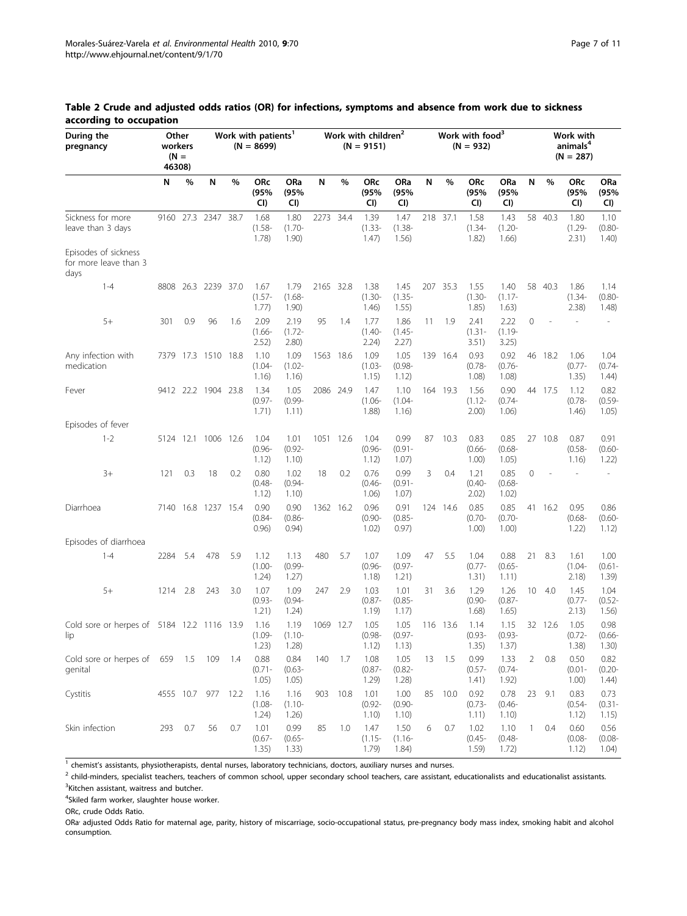**Table 2 Crude and adjusted odds ratios (OR) for infections, symptoms and absence from work due to sickness according to occupation**

| During the pregnancy | Other workers (N = 46308) | | Work with patients[1] (N = 8699) | | | | Work with children[2] (N = 9151) | | | | Work with food[3] (N = 932) | | | | Work with animals[4] (N = 287) | | | |
|---|---|---|---|---|---|---|---|---|---|---|---|---|---|---|---|---|---|---|
| | N | % | N | % | ORc (95% CI) | ORa (95% CI) | N | % | ORc (95% CI) | ORa (95% CI) | N | % | ORc (95% CI) | ORa (95% CI) | N | % | ORc (95% CI) | ORa (95% CI) |
| Sickness for more leave than 3 days | 9160 | 27.3 | 2347 | 38.7 | 1.68 (1.58-1.78) | 1.80 (1.70-1.90) | 2273 | 34.4 | 1.39 (1.33-1.47) | 1.47 (1.38-1.56) | 218 | 37.1 | 1.58 (1.34-1.82) | 1.43 (1.20-1.66) | 58 | 40.3 | 1.80 (1.29-2.31) | 1.10 (0.80-1.40) |
| Episodes of sickness for more leave than 3 days | | | | | | | | | | | | | | | | | | |
| 1-4 | 8808 | 26.3 | 2239 | 37.0 | 1.67 (1.57-1.77) | 1.79 (1.68-1.90) | 2165 | 32.8 | 1.38 (1.30-1.46) | 1.45 (1.35-1.55) | 207 | 35.3 | 1.55 (1.30-1.85) | 1.40 (1.17-1.63) | 58 | 40.3 | 1.86 (1.34-2.38) | 1.14 (0.80-1.48) |
| 5+ | 301 | 0.9 | 96 | 1.6 | 2.09 (1.66-2.52) | 2.19 (1.72-2.80) | 95 | 1.4 | 1.77 (1.40-2.24) | 1.86 (1.45-2.27) | 11 | 1.9 | 2.41 (1.31-3.51) | 2.22 (1.19-3.25) | 0 | - | - | - |
| Any infection with medication | 7379 | 17.3 | 1510 | 18.8 | 1.10 (1.04-1.16) | 1.09 (1.02-1.16) | 1563 | 18.6 | 1.09 (1.03-1.15) | 1.05 (0.98-1.12) | 139 | 16.4 | 0.93 (0.78-1.08) | 0.92 (0.76-1.08) | 46 | 18.2 | 1.06 (0.77-1.35) | 1.04 (0.74-1.44) |
| Fever | 9412 | 22.2 | 1904 | 23.8 | 1.34 (0.97-1.71) | 1.05 (0.99-1.11) | 2086 | 24.9 | 1.47 (1.06-1.88) | 1.10 (1.04-1.16) | 164 | 19.3 | 1.56 (1.12-2.00) | 0.90 (0.74-1.06) | 44 | 17.5 | 1.12 (0.78-1.46) | 0.82 (0.59-1.05) |
| Episodes of fever | | | | | | | | | | | | | | | | | | |
| 1-2 | 5124 | 12.1 | 1006 | 12.6 | 1.04 (0.96-1.12) | 1.01 (0.92-1.10) | 1051 | 12.6 | 1.04 (0.96-1.12) | 0.99 (0.91-1.07) | 87 | 10.3 | 0.83 (0.66-1.00) | 0.85 (0.68-1.05) | 27 | 10.8 | 0.87 (0.58-1.16) | 0.91 (0.60-1.22) |
| 3+ | 121 | 0.3 | 18 | 0.2 | 0.80 (0.48-1.12) | 1.02 (0.94-1.10) | 18 | 0.2 | 0.76 (0.46-1.06) | 0.99 (0.91-1.07) | 3 | 0.4 | 1.21 (0.40-2.02) | 0.85 (0.68-1.02) | 0 | - | - | - |
| Diarrhoea | 7140 | 16.8 | 1237 | 15.4 | 0.90 (0.84-0.96) | 0.90 (0.86-0.94) | 1362 | 16.2 | 0.96 (0.90-1.02) | 0.91 (0.85-0.97) | 124 | 14.6 | 0.85 (0.70-1.00) | 0.85 (0.70-1.00) | 41 | 16.2 | 0.95 (0.68-1.22) | 0.86 (0.60-1.12) |
| Episodes of diarrhoea | | | | | | | | | | | | | | | | | | |
| 1-4 | 2284 | 5.4 | 478 | 5.9 | 1.12 (1.00-1.24) | 1.13 (0.99-1.27) | 480 | 5.7 | 1.07 (0.96-1.18) | 1.09 (0.97-1.21) | 47 | 5.5 | 1.04 (0.77-1.31) | 0.88 (0.65-1.11) | 21 | 8.3 | 1.61 (1.04-2.18) | 1.00 (0.61-1.39) |
| 5+ | 1214 | 2.8 | 243 | 3.0 | 1.07 (0.93-1.21) | 1.09 (0.94-1.24) | 247 | 2.9 | 1.03 (0.87-1.19) | 1.01 (0.85-1.17) | 31 | 3.6 | 1.29 (0.90-1.68) | 1.26 (0.87-1.65) | 10 | 4.0 | 1.45 (0.77-2.13) | 1.04 (0.52-1.56) |
| Cold sore or herpes of lip | 5184 | 12.2 | 1116 | 13.9 | 1.16 (1.09-1.23) | 1.19 (1.10-1.28) | 1069 | 12.7 | 1.05 (0.98-1.12) | 1.05 (0.97-1.13) | 116 | 13.6 | 1.14 (0.93-1.35) | 1.15 (0.93-1.37) | 32 | 12.6 | 1.05 (0.72-1.38) | 0.98 (0.66-1.30) |
| Cold sore or herpes of genital | 659 | 1.5 | 109 | 1.4 | 0.88 (0.71-1.05) | 0.84 (0.63-1.05) | 140 | 1.7 | 1.08 (0.87-1.29) | 1.05 (0.82-1.28) | 13 | 1.5 | 0.99 (0.57-1.41) | 1.33 (0.74-1.92) | 2 | 0.8 | 0.50 (0.01-1.00) | 0.82 (0.20-1.44) |
| Cystitis | 4555 | 10.7 | 977 | 12.2 | 1.16 (1.08-1.24) | 1.16 (1.10-1.26) | 903 | 10.8 | 1.01 (0.92-1.10) | 1.00 (0.90-1.10) | 85 | 10.0 | 0.92 (0.73-1.11) | 0.78 (0.46-1.10) | 23 | 9.1 | 0.83 (0.54-1.12) | 0.73 (0.31-1.15) |
| Skin infection | 293 | 0.7 | 56 | 0.7 | 1.01 (0.67-1.35) | 0.99 (0.65-1.33) | 85 | 1.0 | 1.47 (1.15-1.79) | 1.50 (1.16-1.84) | 6 | 0.7 | 1.02 (0.45-1.59) | 1.10 (0.48-1.72) | 1 | 0.4 | 0.60 (0.08-1.12) | 0.56 (0.08-1.04) |

[1] chemist's assistants, physiotherapists, dental nurses, laboratory technicians, doctors, auxiliary nurses and nurses.

[2] child-minders, specialist teachers, teachers of common school, upper secondary school teachers, care assistant, educationalists and educationalist assistants.

[3] Kitchen assistant, waitress and butcher.

[4] Skiled farm worker, slaughter house worker.

ORc, crude Odds Ratio.

ORa: adjusted Odds Ratio for maternal age, parity, history of miscarriage, socio-occupational status, pre-pregnancy body mass index, smoking habit and alcohol consumption.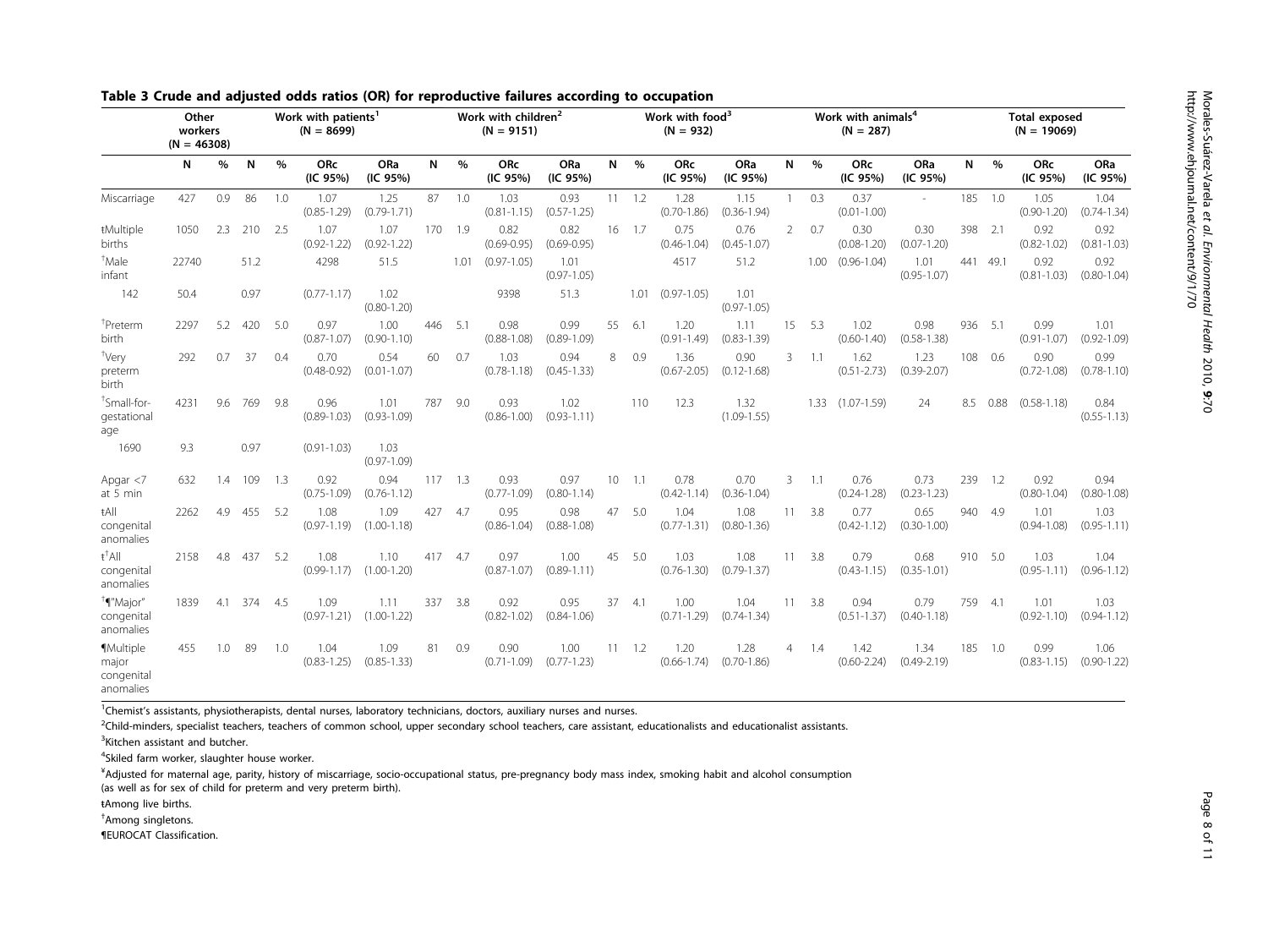## Table 3 Crude and adjusted odds ratios (OR) for reproductive failures according to occupation

| | Other workers (N = 46308) | | Work with patients[1] (N = 8699) | | | | Work with children[2] (N = 9151) | | | | Work with food[3] (N = 932) | | | | Work with animals[4] (N = 287) | | | | Total exposed (N = 19069) | | | |
|---|---|---|---|---|---|---|---|---|---|---|---|---|---|---|---|---|---|---|---|---|---|---|
| | N | % | N | % | ORc (IC 95%) | ORa (IC 95%) | N | % | ORc (IC 95%) | ORa (IC 95%) | N | % | ORc (IC 95%) | ORa (IC 95%) | N | % | ORc (IC 95%) | ORa (IC 95%) | N | % | ORc (IC 95%) | ORa (IC 95%) |
| Miscarriage | 427 | 0.9 | 86 | 1.0 | 1.07 (0.85-1.29) | 1.25 (0.79-1.71) | 87 | 1.0 | 1.03 (0.81-1.15) | 0.93 (0.57-1.25) | 11 | 1.2 | 1.28 (0.70-1.86) | 1.15 (0.36-1.94) | 1 | 0.3 | 0.37 (0.01-1.00) | - | 185 | 1.0 | 1.05 (0.90-1.20) | 1.04 (0.74-1.34) |
| tMultiple births | 1050 | 2.3 | 210 | 2.5 | 1.07 (0.92-1.22) | 1.07 (0.92-1.22) | 170 | 1.9 | 0.82 (0.69-0.95) | 0.82 (0.69-0.95) | 16 | 1.7 | 0.75 (0.46-1.04) | 0.76 (0.45-1.07) | 2 | 0.7 | 0.30 (0.08-1.20) | 0.30 (0.07-1.20) | 398 | 2.1 | 0.92 (0.82-1.02) | 0.92 (0.81-1.03) |
| †Male infant | 22740 | | 51.2 | | 4298 | 51.5 | | 1.01 | (0.97-1.05) | 1.01 (0.97-1.05) | | | 4517 | 51.2 | | 1.00 | (0.96-1.04) | 1.01 (0.95-1.07) | 441 | 49.1 | 0.92 (0.81-1.03) | 0.92 (0.80-1.04) |
| 142 | 50.4 | | 0.97 | | (0.77-1.17) | 1.02 (0.80-1.20) | | | 9398 | 51.3 | | 1.01 | (0.97-1.05) | 1.01 (0.97-1.05) | | | | | | | | |
| †Preterm birth | 2297 | 5.2 | 420 | 5.0 | 0.97 (0.87-1.07) | 1.00 (0.90-1.10) | 446 | 5.1 | 0.98 (0.88-1.08) | 0.99 (0.89-1.09) | 55 | 6.1 | 1.20 (0.91-1.49) | 1.11 (0.83-1.39) | 15 | 5.3 | 1.02 (0.60-1.40) | 0.98 (0.58-1.38) | 936 | 5.1 | 0.99 (0.91-1.07) | 1.01 (0.92-1.09) |
| †Very preterm birth | 292 | 0.7 | 37 | 0.4 | 0.70 (0.48-0.92) | 0.54 (0.01-1.07) | 60 | 0.7 | 1.03 (0.78-1.18) | 0.94 (0.45-1.33) | 8 | 0.9 | 1.36 (0.67-2.05) | 0.90 (0.12-1.68) | 3 | 1.1 | 1.62 (0.51-2.73) | 1.23 (0.39-2.07) | 108 | 0.6 | 0.90 (0.72-1.08) | 0.99 (0.78-1.10) |
| †Small-for-gestational age | 4231 | 9.6 | 769 | 9.8 | 0.96 (0.89-1.03) | 1.01 (0.93-1.09) | 787 | 9.0 | 0.93 (0.86-1.00) | 1.02 (0.93-1.11) | | 110 | 12.3 | 1.32 (1.09-1.55) | | 1.33 | (1.07-1.59) | 24 | 8.5 | 0.88 | (0.58-1.18) | 0.84 (0.55-1.13) |
| 1690 | 9.3 | | 0.97 | | (0.91-1.03) | 1.03 (0.97-1.09) | | | | | | | | | | | | | | | | |
| Apgar <7 at 5 min | 632 | 1.4 | 109 | 1.3 | 0.92 (0.75-1.09) | 0.94 (0.76-1.12) | 117 | 1.3 | 0.93 (0.77-1.09) | 0.97 (0.80-1.14) | 10 | 1.1 | 0.78 (0.42-1.14) | 0.70 (0.36-1.04) | 3 | 1.1 | 0.76 (0.24-1.28) | 0.73 (0.23-1.23) | 239 | 1.2 | 0.92 (0.80-1.04) | 0.94 (0.80-1.08) |
| tAll congenital anomalies | 2262 | 4.9 | 455 | 5.2 | 1.08 (0.97-1.19) | 1.09 (1.00-1.18) | 427 | 4.7 | 0.95 (0.86-1.04) | 0.98 (0.88-1.08) | 47 | 5.0 | 1.04 (0.77-1.31) | 1.08 (0.80-1.36) | 11 | 3.8 | 0.77 (0.42-1.12) | 0.65 (0.30-1.00) | 940 | 4.9 | 1.01 (0.94-1.08) | 1.03 (0.95-1.11) |
| t†All congenital anomalies | 2158 | 4.8 | 437 | 5.2 | 1.08 (0.99-1.17) | 1.10 (1.00-1.20) | 417 | 4.7 | 0.97 (0.87-1.07) | 1.00 (0.89-1.11) | 45 | 5.0 | 1.03 (0.76-1.30) | 1.08 (0.79-1.37) | 11 | 3.8 | 0.79 (0.43-1.15) | 0.68 (0.35-1.01) | 910 | 5.0 | 1.03 (0.95-1.11) | 1.04 (0.96-1.12) |
| †¶"Major" congenital anomalies | 1839 | 4.1 | 374 | 4.5 | 1.09 (0.97-1.21) | 1.11 (1.00-1.22) | 337 | 3.8 | 0.92 (0.82-1.02) | 0.95 (0.84-1.06) | 37 | 4.1 | 1.00 (0.71-1.29) | 1.04 (0.74-1.34) | 11 | 3.8 | 0.94 (0.51-1.37) | 0.79 (0.40-1.18) | 759 | 4.1 | 1.01 (0.92-1.10) | 1.03 (0.94-1.12) |
| ¶Multiple major congenital anomalies | 455 | 1.0 | 89 | 1.0 | 1.04 (0.83-1.25) | 1.09 (0.85-1.33) | 81 | 0.9 | 0.90 (0.71-1.09) | 1.00 (0.77-1.23) | 11 | 1.2 | 1.20 (0.66-1.74) | 1.28 (0.70-1.86) | 4 | 1.4 | 1.42 (0.60-2.24) | 1.34 (0.49-2.19) | 185 | 1.0 | 0.99 (0.83-1.15) | 1.06 (0.90-1.22) |

[1]Chemist's assistants, physiotherapists, dental nurses, laboratory technicians, doctors, auxiliary nurses and nurses.

[2]Child-minders, specialist teachers, teachers of common school, upper secondary school teachers, care assistant, educationalists and educationalist assistants.

[3]Kitchen assistant and butcher.

[4]Skiled farm worker, slaughter house worker.

¥Adjusted for maternal age, parity, history of miscarriage, socio-occupational status, pre-pregnancy body mass index, smoking habit and alcohol consumption (as well as for sex of child for preterm and very preterm birth).

tAmong live births.

†Among singletons.

¶EUROCAT Classification.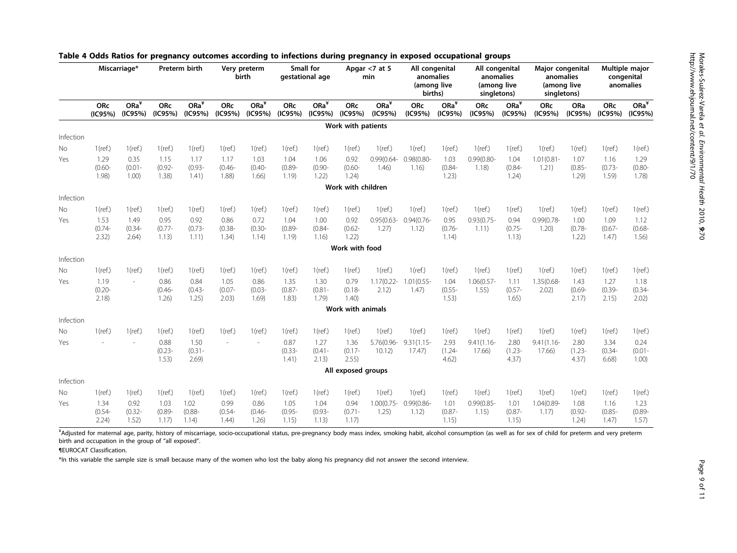**Table 4 Odds Ratios for pregnancy outcomes according to infections during pregnancy in exposed occupational groups**

| | Miscarriage* | | Preterm birth | | Very preterm birth | | Small for gestational age | | Apgar <7 at 5 min | | All congenital anomalies (among live births) | | All congenital anomalies (among live singletons) | | Major congenital anomalies (among live singletons) | | Multiple major congenital anomalies | |
|---|---|---|---|---|---|---|---|---|---|---|---|---|---|---|---|---|---|---|
| | ORc (IC95%) | ORa[¥] (IC95%) | ORc (IC95%) | ORa[¥] (IC95%) | ORc (IC95%) | ORa[¥] (IC95%) | ORc (IC95%) | ORa[¥] (IC95%) | ORc (IC95%) | ORa[¥] (IC95%) | ORc (IC95%) | ORa[¥] (IC95%) | ORc (IC95%) | ORa[¥] (IC95%) | ORc (IC95%) | ORa (IC95%) | ORc (IC95%) | ORa[¥] (IC95%) |
| **Work with patients** | | | | | | | | | | | | | | | | | | |
| Infection | | | | | | | | | | | | | | | | | | |
| No | 1(ref.) | 1(ref.) | 1(ref.) | 1(ref.) | 1(ref.) | 1(ref.) | 1(ref.) | 1(ref.) | 1(ref.) | 1(ref.) | 1(ref.) | 1(ref.) | 1(ref.) | 1(ref.) | 1(ref.) | 1(ref.) | 1(ref.) | 1(ref.) |
| Yes | 1.29 (0.60-1.98) | 0.35 (0.01-1.00) | 1.15 (0.92-1.38) | 1.17 (0.93-1.41) | 1.17 (0.46-1.88) | 1.03 (0.40-1.66) | 1.04 (0.89-1.19) | 1.06 (0.90-1.22) | 0.92 (0.60-1.24) | 0.99(0.64-1.46) | 0.98(0.80-1.16) | 1.03 (0.84-1.23) | 0.99(0.80-1.18) | 1.04 (0.84-1.24) | 1.01(0.81-1.21) | 1.07 (0.85-1.29) | 1.16 (0.73-1.59) | 1.29 (0.80-1.78) |
| **Work with children** | | | | | | | | | | | | | | | | | | |
| Infection | | | | | | | | | | | | | | | | | | |
| No | 1(ref.) | 1(ref.) | 1(ref.) | 1(ref.) | 1(ref.) | 1(ref.) | 1(ref.) | 1(ref.) | 1(ref.) | 1(ref.) | 1(ref.) | 1(ref.) | 1(ref.) | 1(ref.) | 1(ref.) | 1(ref.) | 1(ref.) | 1(ref.) |
| Yes | 1.53 (0.74-2.32) | 1.49 (0.34-2.64) | 0.95 (0.77-1.13) | 0.92 (0.73-1.11) | 0.86 (0.38-1.34) | 0.72 (0.30-1.14) | 1.04 (0.89-1.19) | 1.00 (0.84-1.16) | 0.92 (0.62-1.22) | 0.95(0.63-1.27) | 0.94(0.76-1.12) | 0.95 (0.76-1.14) | 0.93(0.75-1.11) | 0.94 (0.75-1.13) | 0.99(0.78-1.20) | 1.00 (0.78-1.22) | 1.09 (0.67-1.47) | 1.12 (0.68-1.56) |
| **Work with food** | | | | | | | | | | | | | | | | | | |
| Infection | | | | | | | | | | | | | | | | | | |
| No | 1(ref.) | 1(ref.) | 1(ref.) | 1(ref.) | 1(ref.) | 1(ref.) | 1(ref.) | 1(ref.) | 1(ref.) | 1(ref.) | 1(ref.) | 1(ref.) | 1(ref.) | 1(ref.) | 1(ref.) | 1(ref.) | 1(ref.) | 1(ref.) |
| Yes | 1.19 (0.20-2.18) | - | 0.86 (0.46-1.26) | 0.84 (0.43-1.25) | 1.05 (0.07-2.03) | 0.86 (0.03-1.69) | 1.35 (0.87-1.83) | 1.30 (0.81-1.79) | 0.79 (0.18-1.40) | 1.17(0.22-2.12) | 1.01(0.55-1.47) | 1.04 (0.55-1.53) | 1.06(0.57-1.55) | 1.11 (0.57-1.65) | 1.35(0.68-2.02) | 1.43 (0.69-2.17) | 1.27 (0.39-2.15) | 1.18 (0.34-2.02) |
| **Work with animals** | | | | | | | | | | | | | | | | | | |
| Infection | | | | | | | | | | | | | | | | | | |
| No | 1(ref.) | 1(ref.) | 1(ref.) | 1(ref.) | 1(ref.) | 1(ref.) | 1(ref.) | 1(ref.) | 1(ref.) | 1(ref.) | 1(ref.) | 1(ref.) | 1(ref.) | 1(ref.) | 1(ref.) | 1(ref.) | 1(ref.) | 1(ref.) |
| Yes | - | - | 0.88 (0.23-1.53) | 1.50 (0.31-2.69) | - | - | 0.87 (0.33-1.41) | 1.27 (0.41-2.13) | 1.36 (0.17-2.55) | 5.76(0.96-10.12) | 9.31(1.15-17.47) | 2.93 (1.24-4.62) | 9.41(1.16-17.66) | 2.80 (1.23-4.37) | 9.41(1.16-17.66) | 2.80 (1.23-4.37) | 3.34 (0.34-6.68) | 0.24 (0.01-1.00) |
| **All exposed groups** | | | | | | | | | | | | | | | | | | |
| Infection | | | | | | | | | | | | | | | | | | |
| No | 1(ref.) | 1(ref.) | 1(ref.) | 1(ref.) | 1(ref.) | 1(ref.) | 1(ref.) | 1(ref.) | 1(ref.) | 1(ref.) | 1(ref.) | 1(ref.) | 1(ref.) | 1(ref.) | 1(ref.) | 1(ref.) | 1(ref.) | 1(ref.) |
| Yes | 1.34 (0.54-2.24) | 0.92 (0.32-1.52) | 1.03 (0.89-1.17) | 1.02 (0.88-1.14) | 0.99 (0.54-1.44) | 0.86 (0.46-1.26) | 1.05 (0.95-1.15) | 1.04 (0.93-1.13) | 0.94 (0.71-1.17) | 1.00(0.75-1.25) | 0.99(0.86-1.12) | 1.01 (0.87-1.15) | 0.99(0.85-1.15) | 1.01 (0.87-1.15) | 1.04(0.89-1.17) | 1.08 (0.92-1.24) | 1.16 (0.85-1.47) | 1.23 (0.89-1.57) |

[¥]Adjusted for maternal age, parity, history of miscarriage, socio-occupational status, pre-pregnancy body mass index, smoking habit, alcohol consumption (as well as for sex of child for preterm and very preterm birth and occupation in the group of "all exposed".

¶EUROCAT Classification.

*In this variable the sample size is small because many of the women who lost the baby along his pregnancy did not answer the second interview.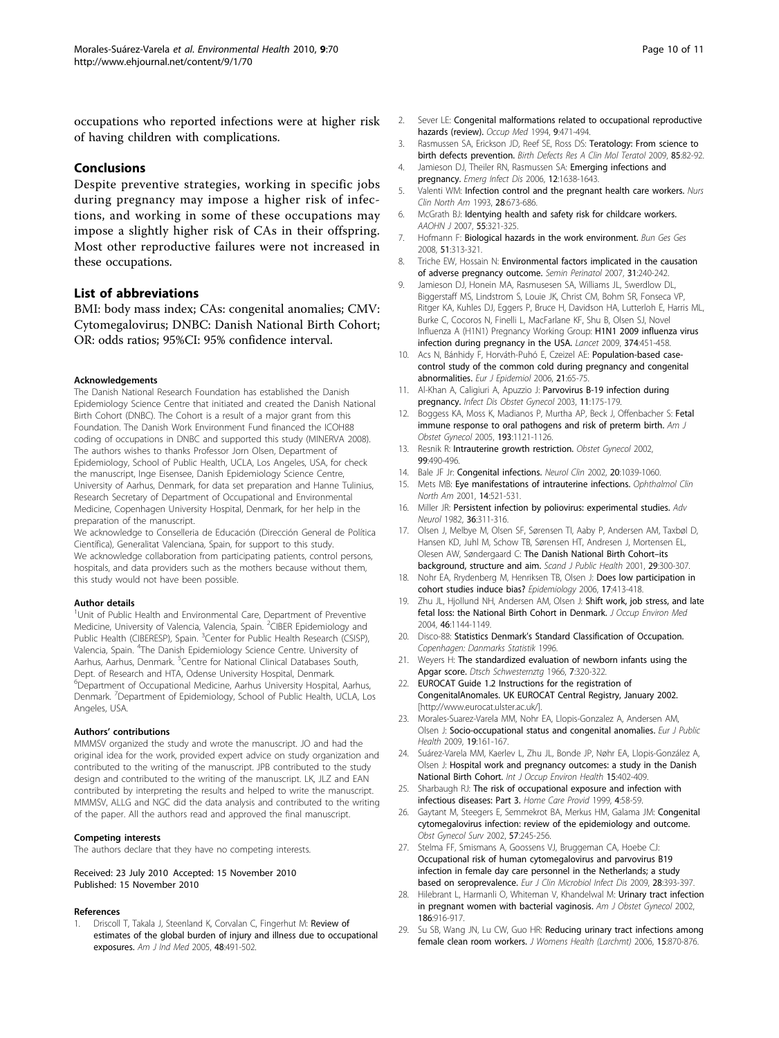occupations who reported infections were at higher risk of having children with complications.

## Conclusions

Despite preventive strategies, working in specific jobs during pregnancy may impose a higher risk of infections, and working in some of these occupations may impose a slightly higher risk of CAs in their offspring. Most other reproductive failures were not increased in these occupations.

## List of abbreviations

BMI: body mass index; CAs: congenital anomalies; CMV: Cytomegalovirus; DNBC: Danish National Birth Cohort; OR: odds ratios; 95%CI: 95% confidence interval.

#### Acknowledgements

The Danish National Research Foundation has established the Danish Epidemiology Science Centre that initiated and created the Danish National Birth Cohort (DNBC). The Cohort is a result of a major grant from this Foundation. The Danish Work Environment Fund financed the ICOH88 coding of occupations in DNBC and supported this study (MINERVA 2008). The authors wishes to thanks Professor Jorn Olsen, Department of Epidemiology, School of Public Health, UCLA, Los Angeles, USA, for check the manuscript, Inge Eisensee, Danish Epidemiology Science Centre, University of Aarhus, Denmark, for data set preparation and Hanne Tulinius, Research Secretary of Department of Occupational and Environmental Medicine, Copenhagen University Hospital, Denmark, for her help in the preparation of the manuscript.

We acknowledge to Conselleria de Educación (Dirección General de Política Científica), Generalitat Valenciana, Spain, for support to this study.

We acknowledge collaboration from participating patients, control persons, hospitals, and data providers such as the mothers because without them, this study would not have been possible.

#### Author details

[1]Unit of Public Health and Environmental Care, Department of Preventive Medicine, University of Valencia, Valencia, Spain. [2]CIBER Epidemiology and Public Health (CIBERESP), Spain. [3]Center for Public Health Research (CSISP), Valencia, Spain. [4]The Danish Epidemiology Science Centre. University of Aarhus, Aarhus, Denmark. [5]Centre for National Clinical Databases South, Dept. of Research and HTA, Odense University Hospital, Denmark. [6]Department of Occupational Medicine, Aarhus University Hospital, Aarhus, Denmark. [7]Department of Epidemiology, School of Public Health, UCLA, Los Angeles, USA.

#### Authors' contributions

MMMSV organized the study and wrote the manuscript. JO and had the original idea for the work, provided expert advice on study organization and contributed to the writing of the manuscript. JPB contributed to the study design and contributed to the writing of the manuscript. LK, JLZ and EAN contributed by interpreting the results and helped to write the manuscript. MMMSV, ALLG and NGC did the data analysis and contributed to the writing of the paper. All the authors read and approved the final manuscript.

#### Competing interests

The authors declare that they have no competing interests.

Received: 23 July 2010 Accepted: 15 November 2010
Published: 15 November 2010

#### References

1. Driscoll T, Takala J, Steenland K, Corvalan C, Fingerhut M: **Review of estimates of the global burden of injury and illness due to occupational exposures.** *Am J Ind Med* 2005, **48**:491-502.
2. Sever LE: **Congenital malformations related to occupational reproductive hazards (review).** *Occup Med* 1994, **9**:471-494.
3. Rasmussen SA, Erickson JD, Reef SE, Ross DS: **Teratology: From science to birth defects prevention.** *Birth Defects Res A Clin Mol Teratol* 2009, **85**:82-92.
4. Jamieson DJ, Theiler RN, Rasmussen SA: **Emerging infections and pregnancy.** *Emerg Infect Dis* 2006, **12**:1638-1643.
5. Valenti WM: **Infection control and the pregnant health care workers.** *Nurs Clin North Am* 1993, **28**:673-686.
6. McGrath BJ: **Identying health and safety risk for childcare workers.** *AAOHN J* 2007, **55**:321-325.
7. Hofmann F: **Biological hazards in the work environment.** *Bun Ges Ges* 2008, **51**:313-321.
8. Triche EW, Hossain N: **Environmental factors implicated in the causation of adverse pregnancy outcome.** *Semin Perinatol* 2007, **31**:240-242.
9. Jamieson DJ, Honein MA, Rasmusesen SA, Williams JL, Swerdlow DL, Biggerstaff MS, Lindstrom S, Louie JK, Christ CM, Bohm SR, Fonseca VP, Ritger KA, Kuhles DJ, Eggers P, Bruce H, Davidson HA, Lutterloh E, Harris ML, Burke C, Cocoros N, Finelli L, MacFarlane KF, Shu B, Olsen SJ, Novel Influenza A (H1N1) Pregnancy Working Group: **H1N1 2009 influenza virus infection during pregnancy in the USA.** *Lancet* 2009, **374**:451-458.
10. Acs N, Bánhidy F, Horváth-Puhó E, Czeizel AE: **Population-based case-control study of the common cold during pregnancy and congenital abnormalities.** *Eur J Epidemiol* 2006, **21**:65-75.
11. Al-Khan A, Caligiuri A, Apuzzio J: **Parvovirus B-19 infection during pregnancy.** *Infect Dis Obstet Gynecol* 2003, **11**:175-179.
12. Boggess KA, Moss K, Madianos P, Murtha AP, Beck J, Offenbacher S: **Fetal immune response to oral pathogens and risk of preterm birth.** *Am J Obstet Gynecol* 2005, **193**:1121-1126.
13. Resnik R: **Intrauterine growth restriction.** *Obstet Gynecol* 2002, **99**:490-496.
14. Bale JF Jr: **Congenital infections.** *Neurol Clin* 2002, **20**:1039-1060.
15. Mets MB: **Eye manifestations of intrauterine infections.** *Ophthalmol Clin North Am* 2001, **14**:521-531.
16. Miller JR: **Persistent infection by poliovirus: experimental studies.** *Adv Neurol* 1982, **36**:311-316.
17. Olsen J, Melbye M, Olsen SF, Sørensen TI, Aaby P, Andersen AM, Taxbøl D, Hansen KD, Juhl M, Schow TB, Sørensen HT, Andresen J, Mortensen EL, Olesen AW, Søndergaard C: **The Danish National Birth Cohort–its background, structure and aim.** *Scand J Public Health* 2001, **29**:300-307.
18. Nohr EA, Rydenberg M, Henriksen TB, Olsen J: **Does low participation in cohort studies induce bias?** *Epidemiology* 2006, **17**:413-418.
19. Zhu JL, Hjollund NH, Andersen AM, Olsen J: **Shift work, job stress, and late fetal loss: the National Birth Cohort in Denmark.** *J Occup Environ Med* 2004, **46**:1144-1149.
20. Disco-88: **Statistics Denmark's Standard Classification of Occupation.** *Copenhagen: Danmarks Statistik* 1996.
21. Weyers H: **The standardized evaluation of newborn infants using the Apgar score.** *Dtsch Schwesternztg* 1966, **7**:320-322.
22. **EUROCAT Guide 1.2 Instructions for the registration of CongenitalAnomales. UK EUROCAT Central Registry, January 2002.** [http://www.eurocat.ulster.ac.uk/].
23. Morales-Suarez-Varela MM, Nohr EA, Llopis-Gonzalez A, Andersen AM, Olsen J: **Socio-occupational status and congenital anomalies.** *Eur J Public Health* 2009, **19**:161-167.
24. Suárez-Varela MM, Kaerlev L, Zhu JL, Bonde JP, Nøhr EA, Llopis-González A, Olsen J: **Hospital work and pregnancy outcomes: a study in the Danish National Birth Cohort.** *Int J Occup Environ Health* **15**:402-409.
25. Sharbaugh RJ: **The risk of occupational exposure and infection with infectious diseases: Part 3.** *Home Care Provid* 1999, **4**:58-59.
26. Gaytant M, Steegers E, Semmekrot BA, Merkus HM, Galama JM: **Congenital cytomegalovirus infection: review of the epidemiology and outcome.** *Obst Gynecol Surv* 2002, **57**:245-256.
27. Stelma FF, Smismans A, Goossens VJ, Bruggeman CA, Hoebe CJ: **Occupational risk of human cytomegalovirus and parvovirus B19 infection in female day care personnel in the Netherlands; a study based on seroprevalence.** *Eur J Clin Microbiol Infect Dis* 2009, **28**:393-397.
28. Hilebrant L, Harmanli O, Whiteman V, Khandelwal M: **Urinary tract infection in pregnant women with bacterial vaginosis.** *Am J Obstet Gynecol* 2002, **186**:916-917.
29. Su SB, Wang JN, Lu CW, Guo HR: **Reducing urinary tract infections among female clean room workers.** *J Womens Health (Larchmt)* 2006, **15**:870-876.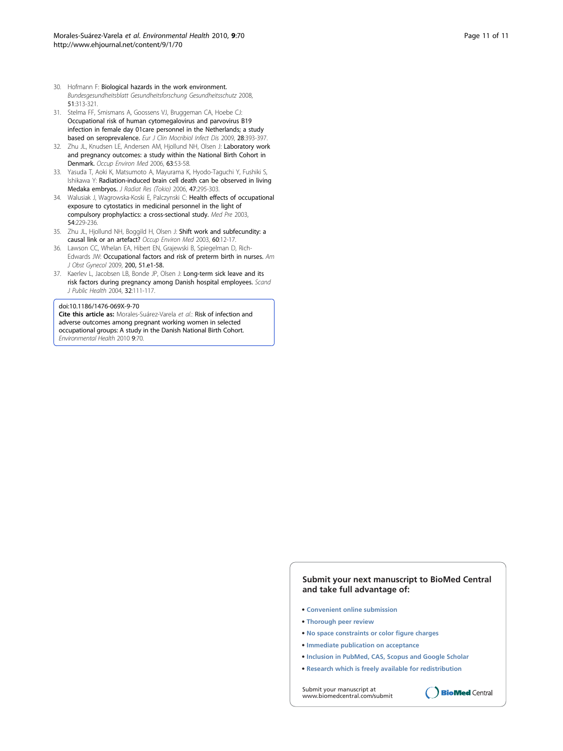30. Hofmann F: **Biological hazards in the work environment.** *Bundesgesundheitsblatt Gesundheitsforschung Gesundheitsschutz* 2008, **51**:313-321.
31. Stelma FF, Smismans A, Goossens VJ, Bruggeman CA, Hoebe CJ: **Occupational risk of human cytomegalovirus and parvovirus B19 infection in female day 01care personnel in the Netherlands; a study based on seroprevalence.** *Eur J Clin Mocribiol Infect Dis* 2009, **28**:393-397.
32. Zhu JL, Knudsen LE, Andersen AM, Hjollund NH, Olsen J: **Laboratory work and pregnancy outcomes: a study within the National Birth Cohort in Denmark.** *Occup Environ Med* 2006, **63**:53-58.
33. Yasuda T, Aoki K, Matsumoto A, Mayurama K, Hyodo-Taguchi Y, Fushiki S, Ishikawa Y: **Radiation-induced brain cell death can be observed in living Medaka embryos.** *J Radiat Res (Tokio)* 2006, **47**:295-303.
34. Walusiak J, Wagrowska-Koski E, Palczynski C: **Health effects of occupational exposure to cytostatics in medicinal personnel in the light of compulsory prophylactics: a cross-sectional study.** *Med Pre* 2003, **54**:229-236.
35. Zhu JL, Hjollund NH, Boggild H, Olsen J: **Shift work and subfecundity: a causal link or an artefact?** *Occup Environ Med* 2003, **60**:12-17.
36. Lawson CC, Whelan EA, Hibert EN, Grajewski B, Spiegelman D, Rich-Edwards JW: **Occupational factors and risk of preterm birth in nurses.** *Am J Obst Gynecol* 2009, **200, 51.e1-58.**
37. Kaerlev L, Jacobsen LB, Bonde JP, Olsen J: **Long-term sick leave and its risk factors during pregnancy among Danish hospital employees.** *Scand J Public Health* 2004, **32**:111-117.

doi:10.1186/1476-069X-9-70

**Cite this article as:** Morales-Suárez-Varela *et al.*: Risk of infection and adverse outcomes among pregnant working women in selected occupational groups: A study in the Danish National Birth Cohort. *Environmental Health* 2010 **9**:70.

**Submit your next manuscript to BioMed Central and take full advantage of:**

- **Convenient online submission**
- **Thorough peer review**
- **No space constraints or color figure charges**
- **Immediate publication on acceptance**
- **Inclusion in PubMed, CAS, Scopus and Google Scholar**
- **Research which is freely available for redistribution**

Submit your manuscript at
www.biomedcentral.com/submit

BioMed Central